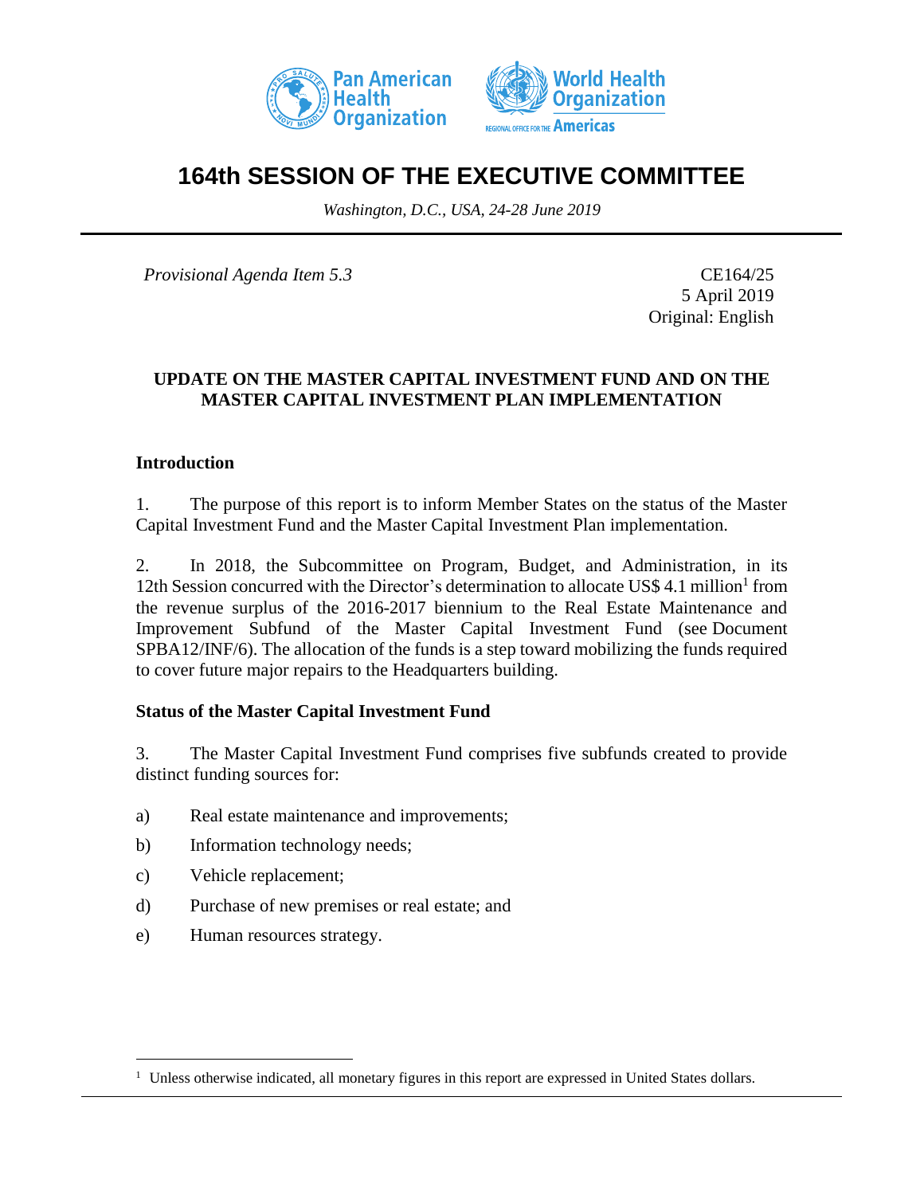# 164th SESSION OF THE EXECUTIVE COMMITTEE

*Washington, D.C., USA, 24-28 June 2019*

*Provisional Agenda Item 5.3*

CE164/25
5 April 2019
Original: English

## UPDATE ON THE MASTER CAPITAL INVESTMENT FUND AND ON THE MASTER CAPITAL INVESTMENT PLAN IMPLEMENTATION

### Introduction

1. The purpose of this report is to inform Member States on the status of the Master Capital Investment Fund and the Master Capital Investment Plan implementation.

2. In 2018, the Subcommittee on Program, Budget, and Administration, in its 12th Session concurred with the Director's determination to allocate US$ 4.1 million[1] from the revenue surplus of the 2016-2017 biennium to the Real Estate Maintenance and Improvement Subfund of the Master Capital Investment Fund (see Document SPBA12/INF/6). The allocation of the funds is a step toward mobilizing the funds required to cover future major repairs to the Headquarters building.

### Status of the Master Capital Investment Fund

3. The Master Capital Investment Fund comprises five subfunds created to provide distinct funding sources for:

a) Real estate maintenance and improvements;

b) Information technology needs;

c) Vehicle replacement;

d) Purchase of new premises or real estate; and

e) Human resources strategy.

---

[1] Unless otherwise indicated, all monetary figures in this report are expressed in United States dollars.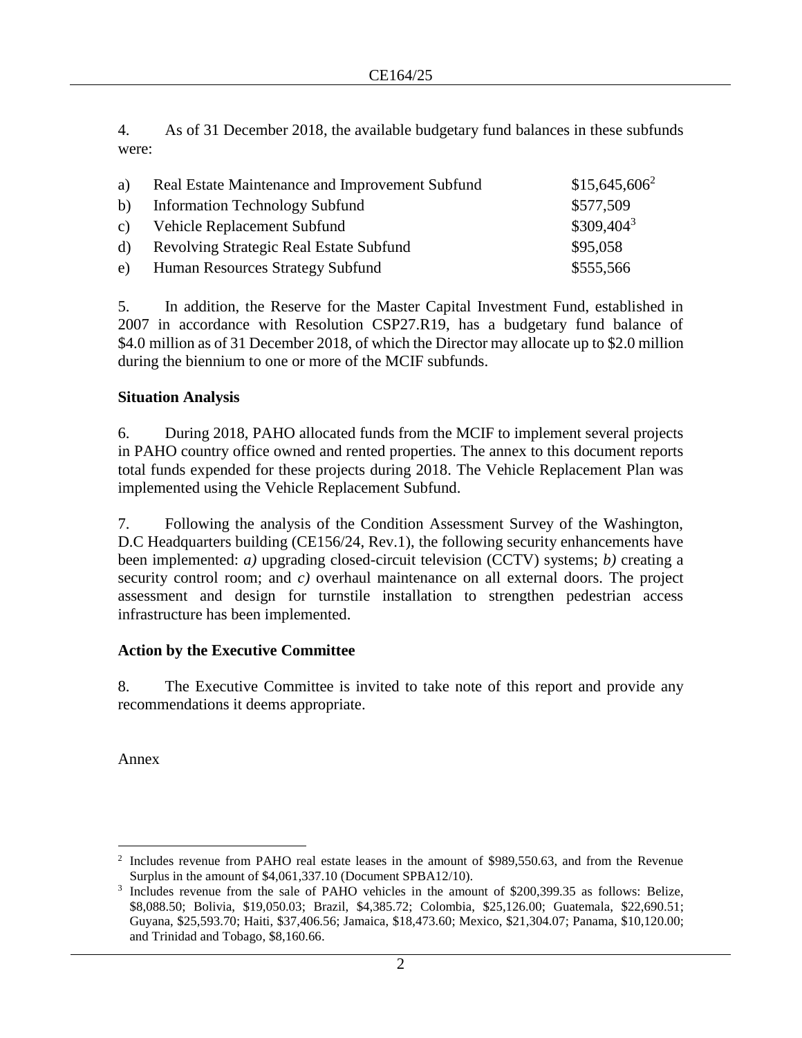4. As of 31 December 2018, the available budgetary fund balances in these subfunds were:

| | | |
|---|---|---|
| a) | Real Estate Maintenance and Improvement Subfund | \$15,645,606[2] |
| b) | Information Technology Subfund | \$577,509 |
| c) | Vehicle Replacement Subfund | \$309,404[3] |
| d) | Revolving Strategic Real Estate Subfund | \$95,058 |
| e) | Human Resources Strategy Subfund | \$555,566 |

5. In addition, the Reserve for the Master Capital Investment Fund, established in 2007 in accordance with Resolution CSP27.R19, has a budgetary fund balance of \$4.0 million as of 31 December 2018, of which the Director may allocate up to \$2.0 million during the biennium to one or more of the MCIF subfunds.

**Situation Analysis**

6. During 2018, PAHO allocated funds from the MCIF to implement several projects in PAHO country office owned and rented properties. The annex to this document reports total funds expended for these projects during 2018. The Vehicle Replacement Plan was implemented using the Vehicle Replacement Subfund.

7. Following the analysis of the Condition Assessment Survey of the Washington, D.C Headquarters building (CE156/24, Rev.1), the following security enhancements have been implemented: *a)* upgrading closed-circuit television (CCTV) systems; *b)* creating a security control room; and *c)* overhaul maintenance on all external doors. The project assessment and design for turnstile installation to strengthen pedestrian access infrastructure has been implemented.

**Action by the Executive Committee**

8. The Executive Committee is invited to take note of this report and provide any recommendations it deems appropriate.

Annex

---

[2] Includes revenue from PAHO real estate leases in the amount of \$989,550.63, and from the Revenue Surplus in the amount of \$4,061,337.10 (Document SPBA12/10).

[3] Includes revenue from the sale of PAHO vehicles in the amount of \$200,399.35 as follows: Belize, \$8,088.50; Bolivia, \$19,050.03; Brazil, \$4,385.72; Colombia, \$25,126.00; Guatemala, \$22,690.51; Guyana, \$25,593.70; Haiti, \$37,406.56; Jamaica, \$18,473.60; Mexico, \$21,304.07; Panama, \$10,120.00; and Trinidad and Tobago, \$8,160.66.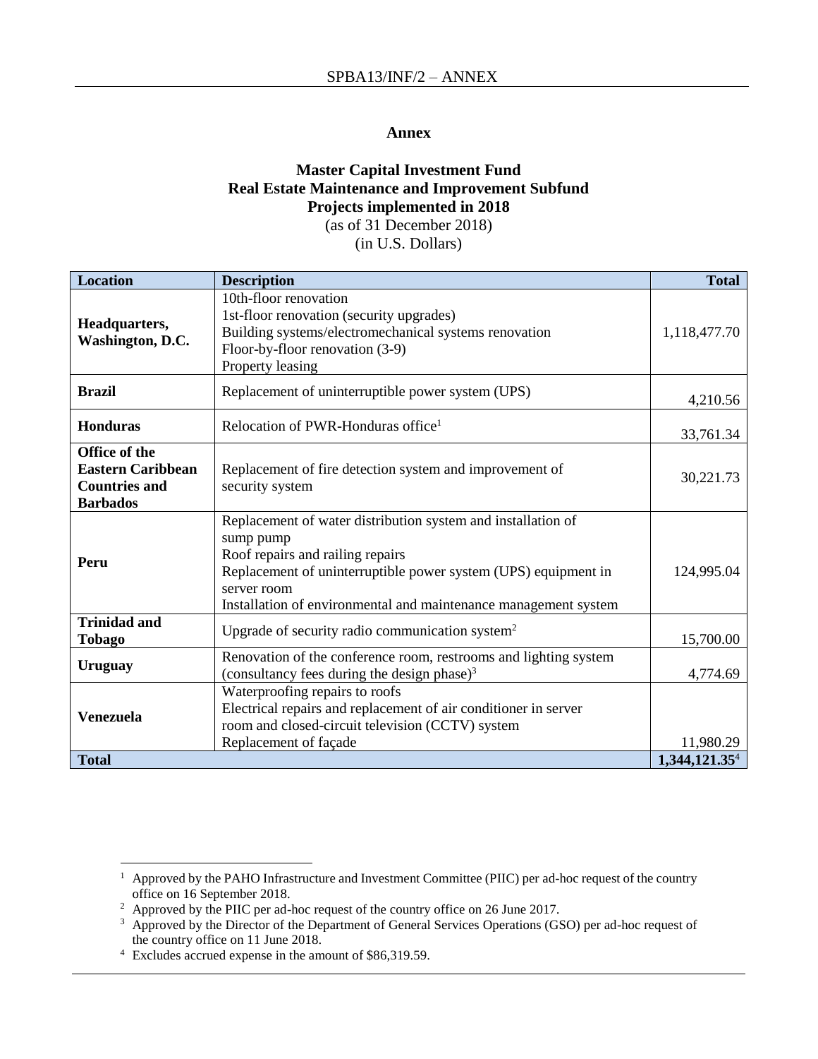# Annex

## Master Capital Investment Fund
## Real Estate Maintenance and Improvement Subfund
## Projects implemented in 2018

(as of 31 December 2018)
(in U.S. Dollars)

| Location | Description | Total |
|---|---|---:|
| **Headquarters, Washington, D.C.** | 10th-floor renovation<br>1st-floor renovation (security upgrades)<br>Building systems/electromechanical systems renovation<br>Floor-by-floor renovation (3-9)<br>Property leasing | 1,118,477.70 |
| **Brazil** | Replacement of uninterruptible power system (UPS) | 4,210.56 |
| **Honduras** | Relocation of PWR-Honduras office[1] | 33,761.34 |
| **Office of the Eastern Caribbean Countries and Barbados** | Replacement of fire detection system and improvement of security system | 30,221.73 |
| **Peru** | Replacement of water distribution system and installation of sump pump<br>Roof repairs and railing repairs<br>Replacement of uninterruptible power system (UPS) equipment in server room<br>Installation of environmental and maintenance management system | 124,995.04 |
| **Trinidad and Tobago** | Upgrade of security radio communication system[2] | 15,700.00 |
| **Uruguay** | Renovation of the conference room, restrooms and lighting system (consultancy fees during the design phase)[3] | 4,774.69 |
| **Venezuela** | Waterproofing repairs to roofs<br>Electrical repairs and replacement of air conditioner in server room and closed-circuit television (CCTV) system<br>Replacement of façade | 11,980.29 |
| **Total** | | **1,344,121.35**[4] |

---

[1] Approved by the PAHO Infrastructure and Investment Committee (PIIC) per ad-hoc request of the country office on 16 September 2018.

[2] Approved by the PIIC per ad-hoc request of the country office on 26 June 2017.

[3] Approved by the Director of the Department of General Services Operations (GSO) per ad-hoc request of the country office on 11 June 2018.

[4] Excludes accrued expense in the amount of $86,319.59.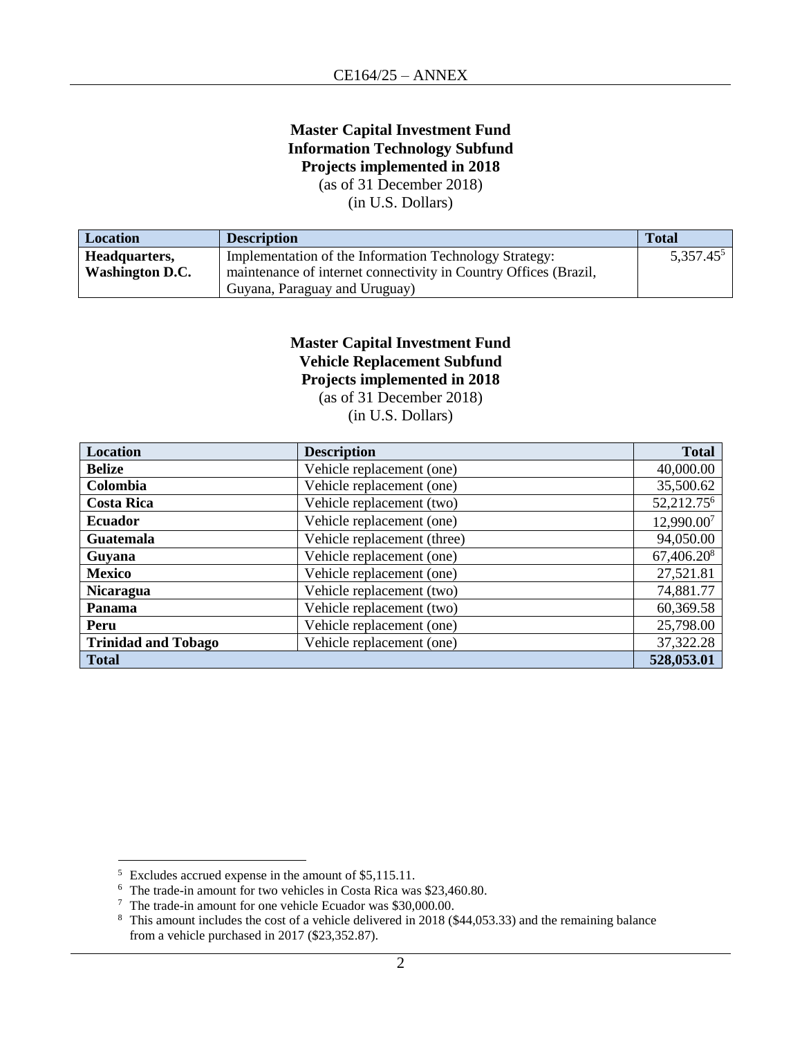**Master Capital Investment Fund**
**Information Technology Subfund**
**Projects implemented in 2018**
(as of 31 December 2018)
(in U.S. Dollars)

| Location | Description | Total |
|---|---|---|
| **Headquarters, Washington D.C.** | Implementation of the Information Technology Strategy: maintenance of internet connectivity in Country Offices (Brazil, Guyana, Paraguay and Uruguay) | 5,357.45[5] |

**Master Capital Investment Fund**
**Vehicle Replacement Subfund**
**Projects implemented in 2018**
(as of 31 December 2018)
(in U.S. Dollars)

| Location | Description | Total |
|---|---|---:|
| **Belize** | Vehicle replacement (one) | 40,000.00 |
| **Colombia** | Vehicle replacement (one) | 35,500.62 |
| **Costa Rica** | Vehicle replacement (two) | 52,212.75[6] |
| **Ecuador** | Vehicle replacement (one) | 12,990.00[7] |
| **Guatemala** | Vehicle replacement (three) | 94,050.00 |
| **Guyana** | Vehicle replacement (one) | 67,406.20[8] |
| **Mexico** | Vehicle replacement (one) | 27,521.81 |
| **Nicaragua** | Vehicle replacement (two) | 74,881.77 |
| **Panama** | Vehicle replacement (two) | 60,369.58 |
| **Peru** | Vehicle replacement (one) | 25,798.00 |
| **Trinidad and Tobago** | Vehicle replacement (one) | 37,322.28 |
| **Total** | | **528,053.01** |

[5] Excludes accrued expense in the amount of $5,115.11.

[6] The trade-in amount for two vehicles in Costa Rica was $23,460.80.

[7] The trade-in amount for one vehicle Ecuador was $30,000.00.

[8] This amount includes the cost of a vehicle delivered in 2018 ($44,053.33) and the remaining balance from a vehicle purchased in 2017 ($23,352.87).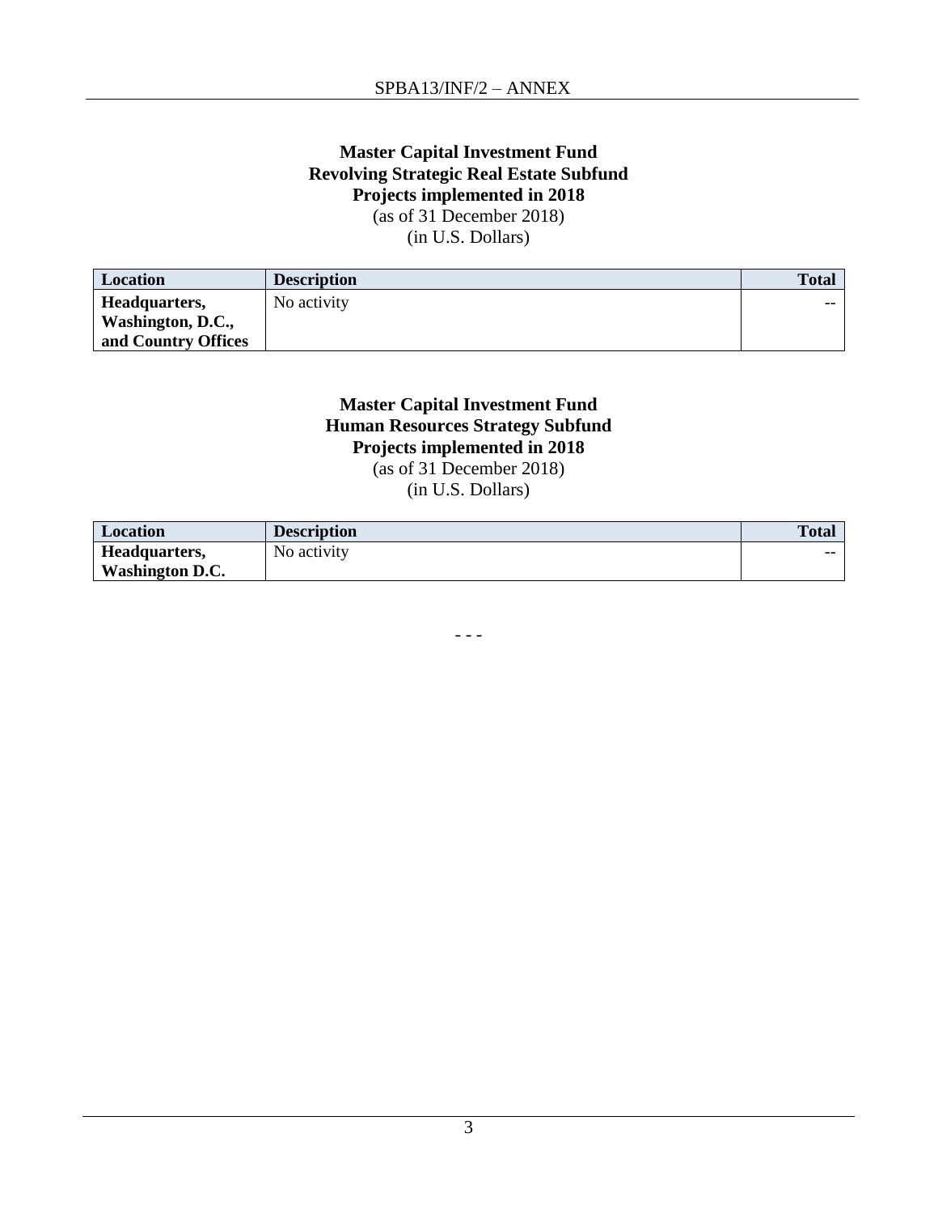**Master Capital Investment Fund**
**Revolving Strategic Real Estate Subfund**
**Projects implemented in 2018**
(as of 31 December 2018)
(in U.S. Dollars)

| Location | Description | Total |
|---|---|---|
| **Headquarters, Washington, D.C., and Country Offices** | No activity | -- |

**Master Capital Investment Fund**
**Human Resources Strategy Subfund**
**Projects implemented in 2018**
(as of 31 December 2018)
(in U.S. Dollars)

| Location | Description | Total |
|---|---|---|
| **Headquarters, Washington D.C.** | No activity | -- |

- - -